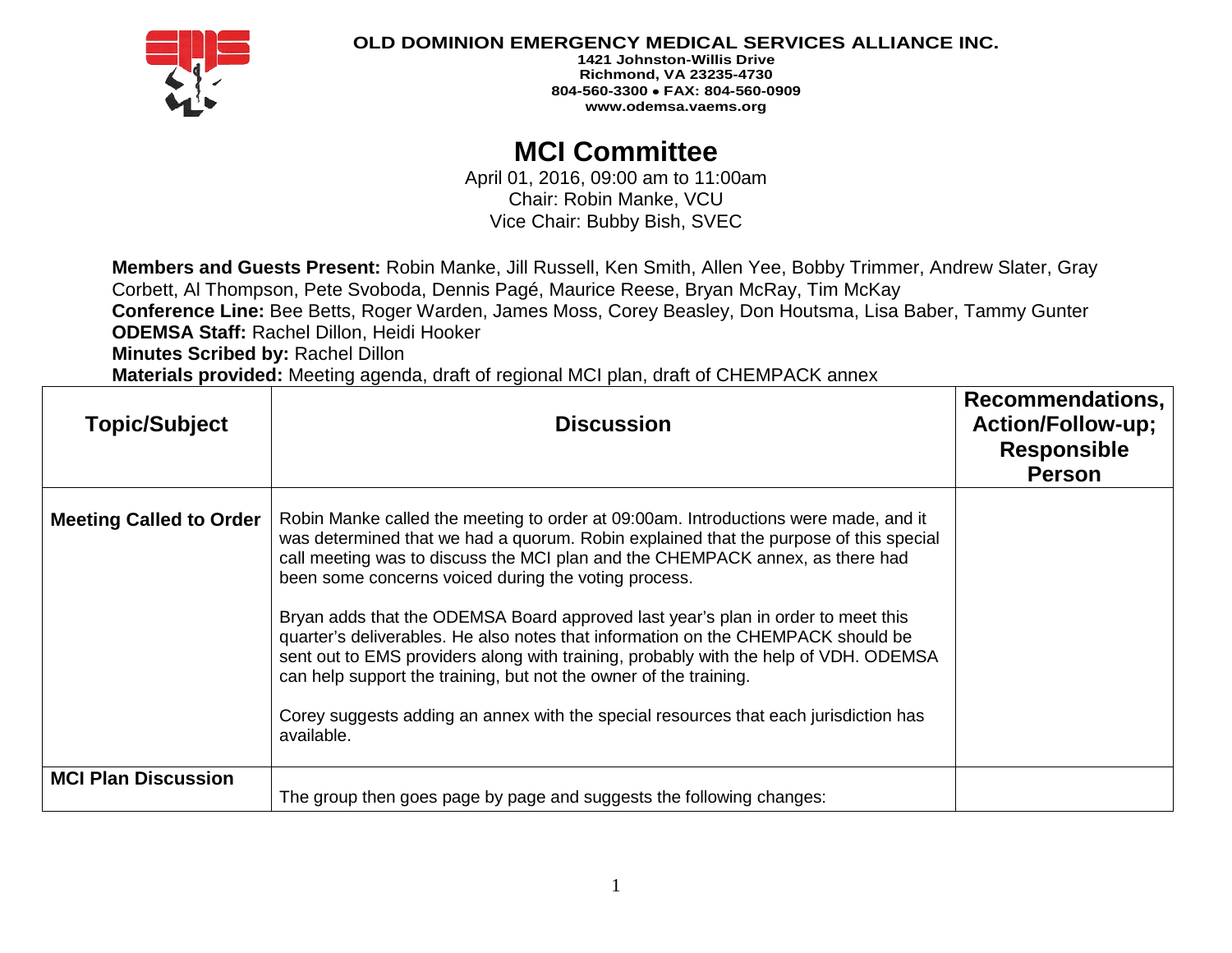**OLD DOMINION EMERGENCY MEDICAL SERVICES ALLIANCE INC.**
**1421 Johnston-Willis Drive**
**Richmond, VA 23235-4730**
**804-560-3300 • FAX: 804-560-0909**
**www.odemsa.vaems.org**

# MCI Committee

April 01, 2016, 09:00 am to 11:00am
Chair: Robin Manke, VCU
Vice Chair: Bubby Bish, SVEC

**Members and Guests Present:** Robin Manke, Jill Russell, Ken Smith, Allen Yee, Bobby Trimmer, Andrew Slater, Gray Corbett, Al Thompson, Pete Svoboda, Dennis Pagé, Maurice Reese, Bryan McRay, Tim McKay
**Conference Line:** Bee Betts, Roger Warden, James Moss, Corey Beasley, Don Houtsma, Lisa Baber, Tammy Gunter
**ODEMSA Staff:** Rachel Dillon, Heidi Hooker
**Minutes Scribed by:** Rachel Dillon
**Materials provided:** Meeting agenda, draft of regional MCI plan, draft of CHEMPACK annex

| Topic/Subject | Discussion | Recommendations, Action/Follow-up; Responsible Person |
|---|---|---|
| **Meeting Called to Order** | Robin Manke called the meeting to order at 09:00am. Introductions were made, and it was determined that we had a quorum. Robin explained that the purpose of this special call meeting was to discuss the MCI plan and the CHEMPACK annex, as there had been some concerns voiced during the voting process.<br><br>Bryan adds that the ODEMSA Board approved last year's plan in order to meet this quarter's deliverables. He also notes that information on the CHEMPACK should be sent out to EMS providers along with training, probably with the help of VDH. ODEMSA can help support the training, but not the owner of the training.<br><br>Corey suggests adding an annex with the special resources that each jurisdiction has available. | |
| **MCI Plan Discussion** | The group then goes page by page and suggests the following changes: | |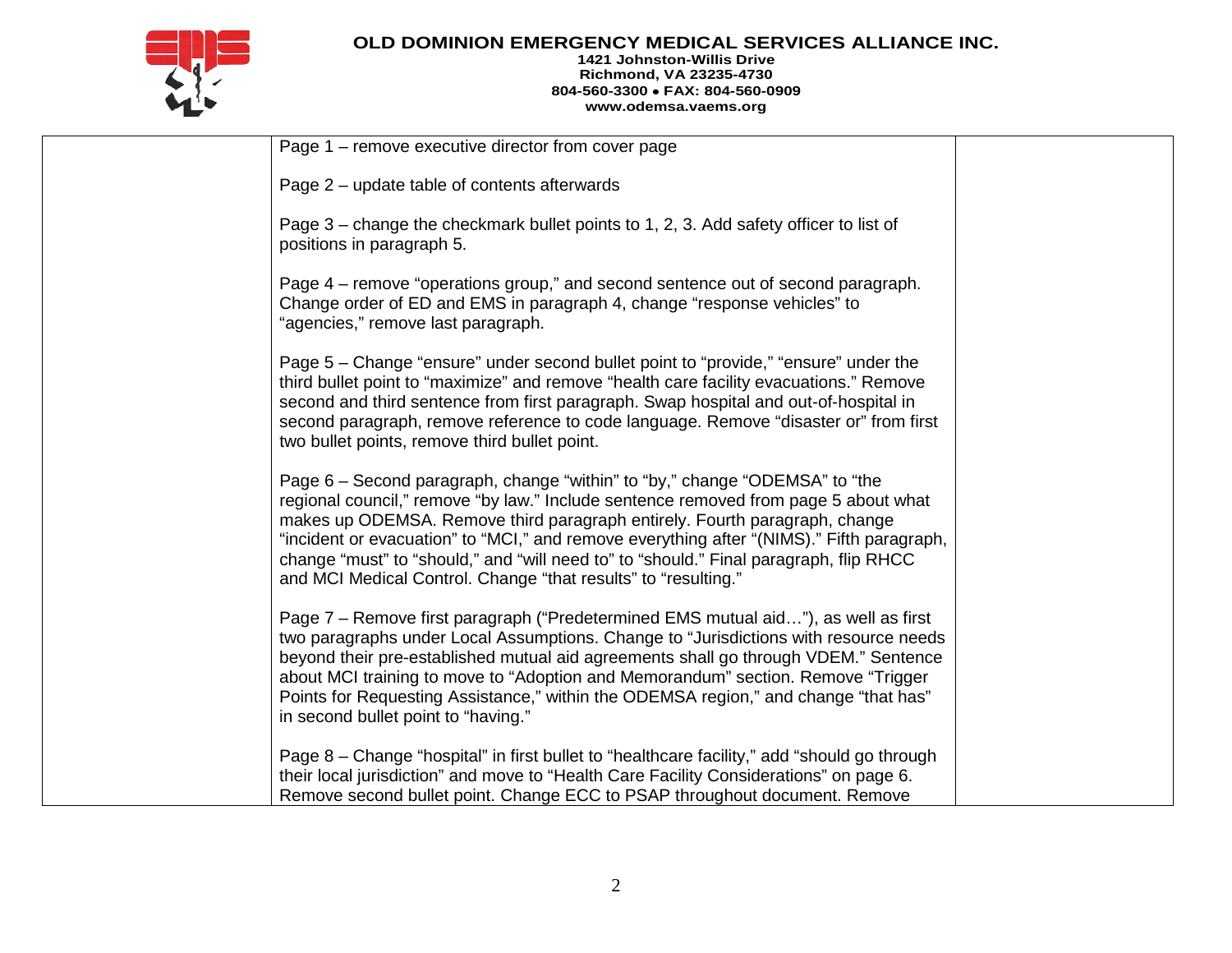**OLD DOMINION EMERGENCY MEDICAL SERVICES ALLIANCE INC.**
**1421 Johnston-Willis Drive**
**Richmond, VA 23235-4730**
**804-560-3300 • FAX: 804-560-0909**
**www.odemsa.vaems.org**

| | | |
|---|---|---|
| | Page 1 – remove executive director from cover page<br><br>Page 2 – update table of contents afterwards<br><br>Page 3 – change the checkmark bullet points to 1, 2, 3. Add safety officer to list of positions in paragraph 5.<br><br>Page 4 – remove "operations group," and second sentence out of second paragraph. Change order of ED and EMS in paragraph 4, change "response vehicles" to "agencies," remove last paragraph.<br><br>Page 5 – Change "ensure" under second bullet point to "provide," "ensure" under the third bullet point to "maximize" and remove "health care facility evacuations." Remove second and third sentence from first paragraph. Swap hospital and out-of-hospital in second paragraph, remove reference to code language. Remove "disaster or" from first two bullet points, remove third bullet point.<br><br>Page 6 – Second paragraph, change "within" to "by," change "ODEMSA" to "the regional council," remove "by law." Include sentence removed from page 5 about what makes up ODEMSA. Remove third paragraph entirely. Fourth paragraph, change "incident or evacuation" to "MCI," and remove everything after "(NIMS)." Fifth paragraph, change "must" to "should," and "will need to" to "should." Final paragraph, flip RHCC and MCI Medical Control. Change "that results" to "resulting."<br><br>Page 7 – Remove first paragraph ("Predetermined EMS mutual aid…"), as well as first two paragraphs under Local Assumptions. Change to "Jurisdictions with resource needs beyond their pre-established mutual aid agreements shall go through VDEM." Sentence about MCI training to move to "Adoption and Memorandum" section. Remove "Trigger Points for Requesting Assistance," within the ODEMSA region," and change "that has" in second bullet point to "having."<br><br>Page 8 – Change "hospital" in first bullet to "healthcare facility," add "should go through their local jurisdiction" and move to "Health Care Facility Considerations" on page 6. Remove second bullet point. Change ECC to PSAP throughout document. Remove | |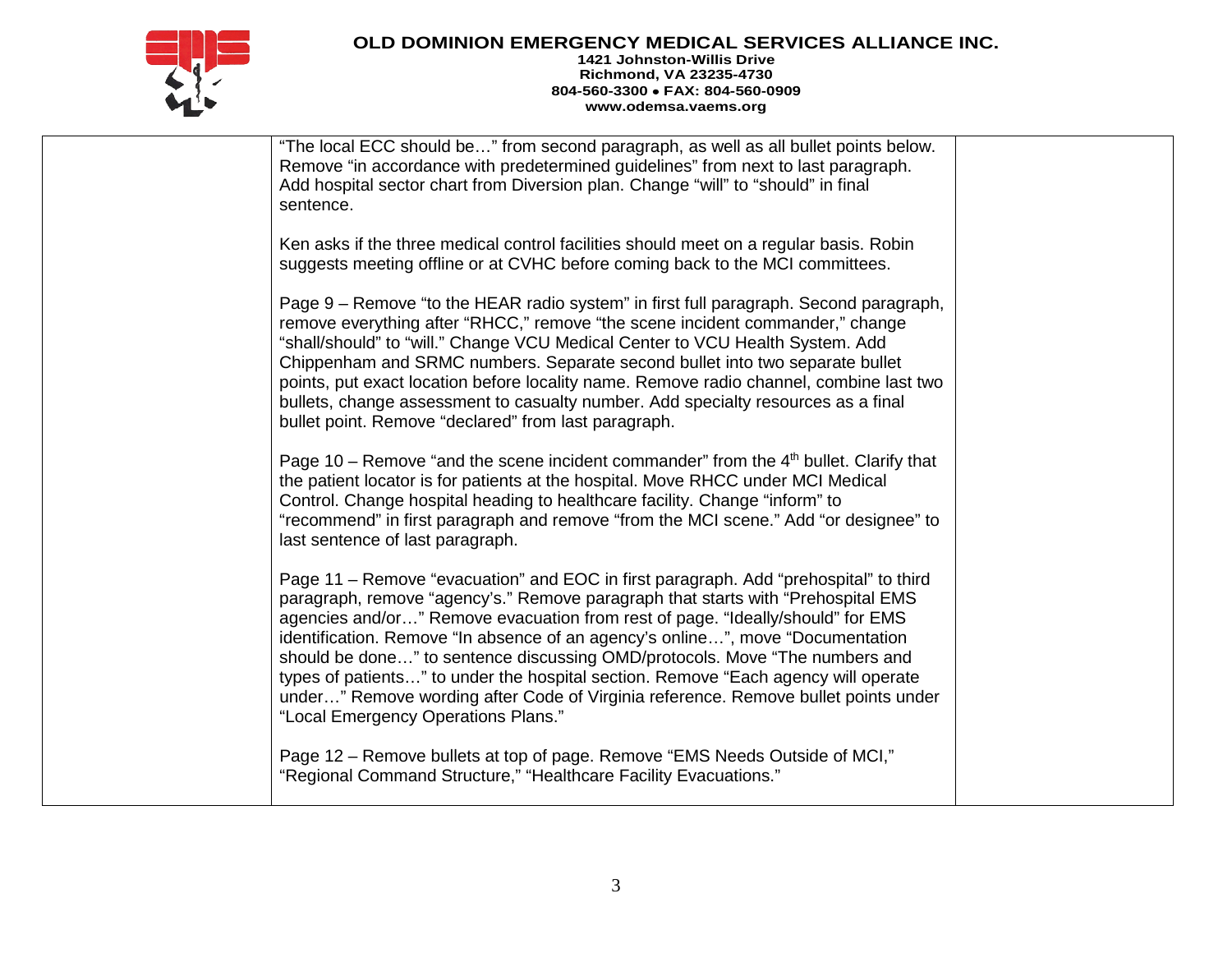**OLD DOMINION EMERGENCY MEDICAL SERVICES ALLIANCE INC.**
**1421 Johnston-Willis Drive**
**Richmond, VA 23235-4730**
**804-560-3300 • FAX: 804-560-0909**
**www.odemsa.vaems.org**

| | | |
|---|---|---|
| | "The local ECC should be…" from second paragraph, as well as all bullet points below. Remove "in accordance with predetermined guidelines" from next to last paragraph. Add hospital sector chart from Diversion plan. Change "will" to "should" in final sentence.<br><br>Ken asks if the three medical control facilities should meet on a regular basis. Robin suggests meeting offline or at CVHC before coming back to the MCI committees.<br><br>Page 9 – Remove "to the HEAR radio system" in first full paragraph. Second paragraph, remove everything after "RHCC," remove "the scene incident commander," change "shall/should" to "will." Change VCU Medical Center to VCU Health System. Add Chippenham and SRMC numbers. Separate second bullet into two separate bullet points, put exact location before locality name. Remove radio channel, combine last two bullets, change assessment to casualty number. Add specialty resources as a final bullet point. Remove "declared" from last paragraph.<br><br>Page 10 – Remove "and the scene incident commander" from the 4th bullet. Clarify that the patient locator is for patients at the hospital. Move RHCC under MCI Medical Control. Change hospital heading to healthcare facility. Change "inform" to "recommend" in first paragraph and remove "from the MCI scene." Add "or designee" to last sentence of last paragraph.<br><br>Page 11 – Remove "evacuation" and EOC in first paragraph. Add "prehospital" to third paragraph, remove "agency's." Remove paragraph that starts with "Prehospital EMS agencies and/or…" Remove evacuation from rest of page. "Ideally/should" for EMS identification. Remove "In absence of an agency's online…", move "Documentation should be done…" to sentence discussing OMD/protocols. Move "The numbers and types of patients…" to under the hospital section. Remove "Each agency will operate under…" Remove wording after Code of Virginia reference. Remove bullet points under "Local Emergency Operations Plans."<br><br>Page 12 – Remove bullets at top of page. Remove "EMS Needs Outside of MCI," "Regional Command Structure," "Healthcare Facility Evacuations." | |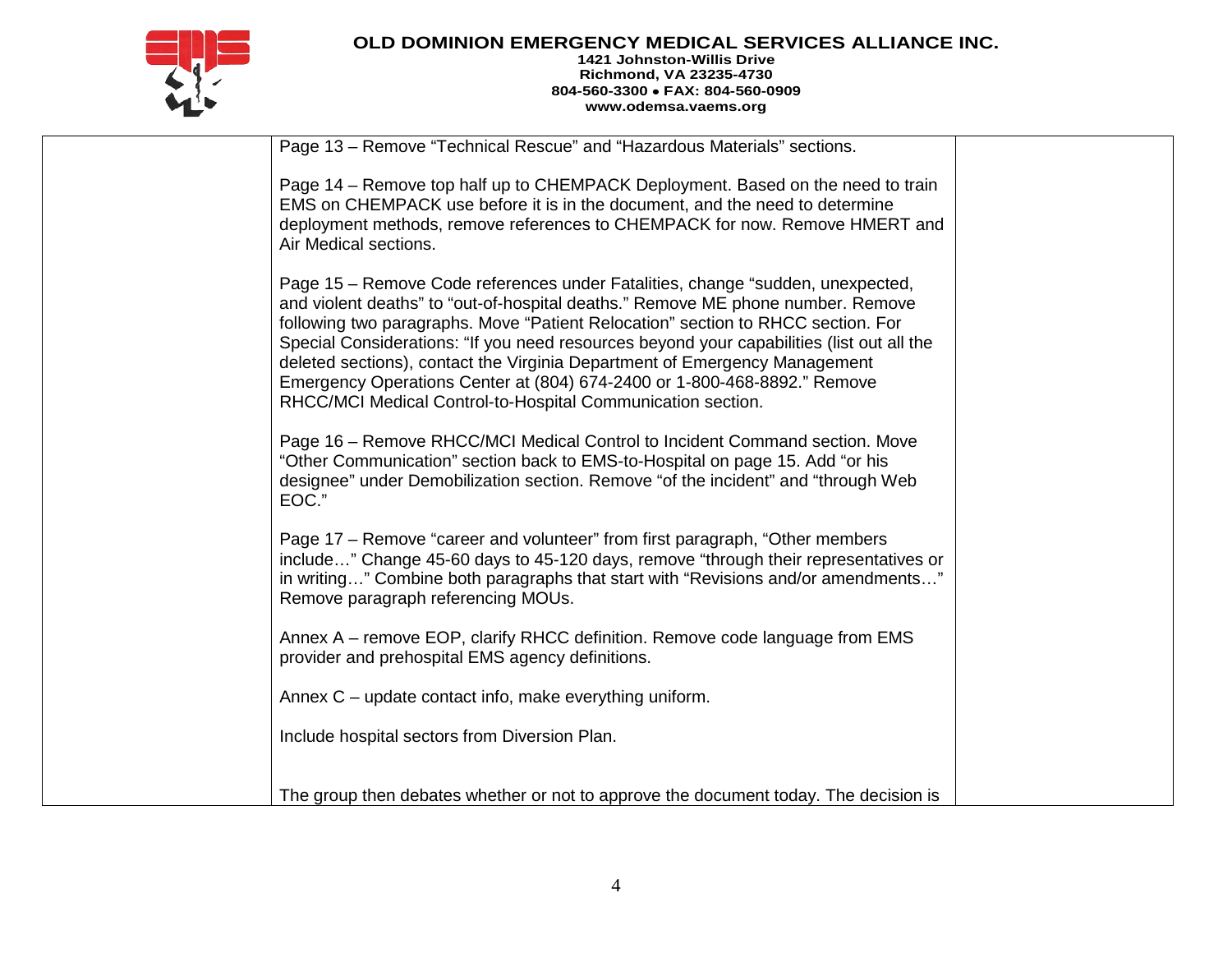| | | |
|---|---|---|
| | Page 13 – Remove "Technical Rescue" and "Hazardous Materials" sections.<br><br>Page 14 – Remove top half up to CHEMPACK Deployment. Based on the need to train EMS on CHEMPACK use before it is in the document, and the need to determine deployment methods, remove references to CHEMPACK for now. Remove HMERT and Air Medical sections.<br><br>Page 15 – Remove Code references under Fatalities, change "sudden, unexpected, and violent deaths" to "out-of-hospital deaths." Remove ME phone number. Remove following two paragraphs. Move "Patient Relocation" section to RHCC section. For Special Considerations: "If you need resources beyond your capabilities (list out all the deleted sections), contact the Virginia Department of Emergency Management Emergency Operations Center at (804) 674-2400 or 1-800-468-8892." Remove RHCC/MCI Medical Control-to-Hospital Communication section.<br><br>Page 16 – Remove RHCC/MCI Medical Control to Incident Command section. Move "Other Communication" section back to EMS-to-Hospital on page 15. Add "or his designee" under Demobilization section. Remove "of the incident" and "through Web EOC."<br><br>Page 17 – Remove "career and volunteer" from first paragraph, "Other members include…" Change 45-60 days to 45-120 days, remove "through their representatives or in writing…" Combine both paragraphs that start with "Revisions and/or amendments…" Remove paragraph referencing MOUs.<br><br>Annex A – remove EOP, clarify RHCC definition. Remove code language from EMS provider and prehospital EMS agency definitions.<br><br>Annex C – update contact info, make everything uniform.<br><br>Include hospital sectors from Diversion Plan.<br><br><br>The group then debates whether or not to approve the document today. The decision is | |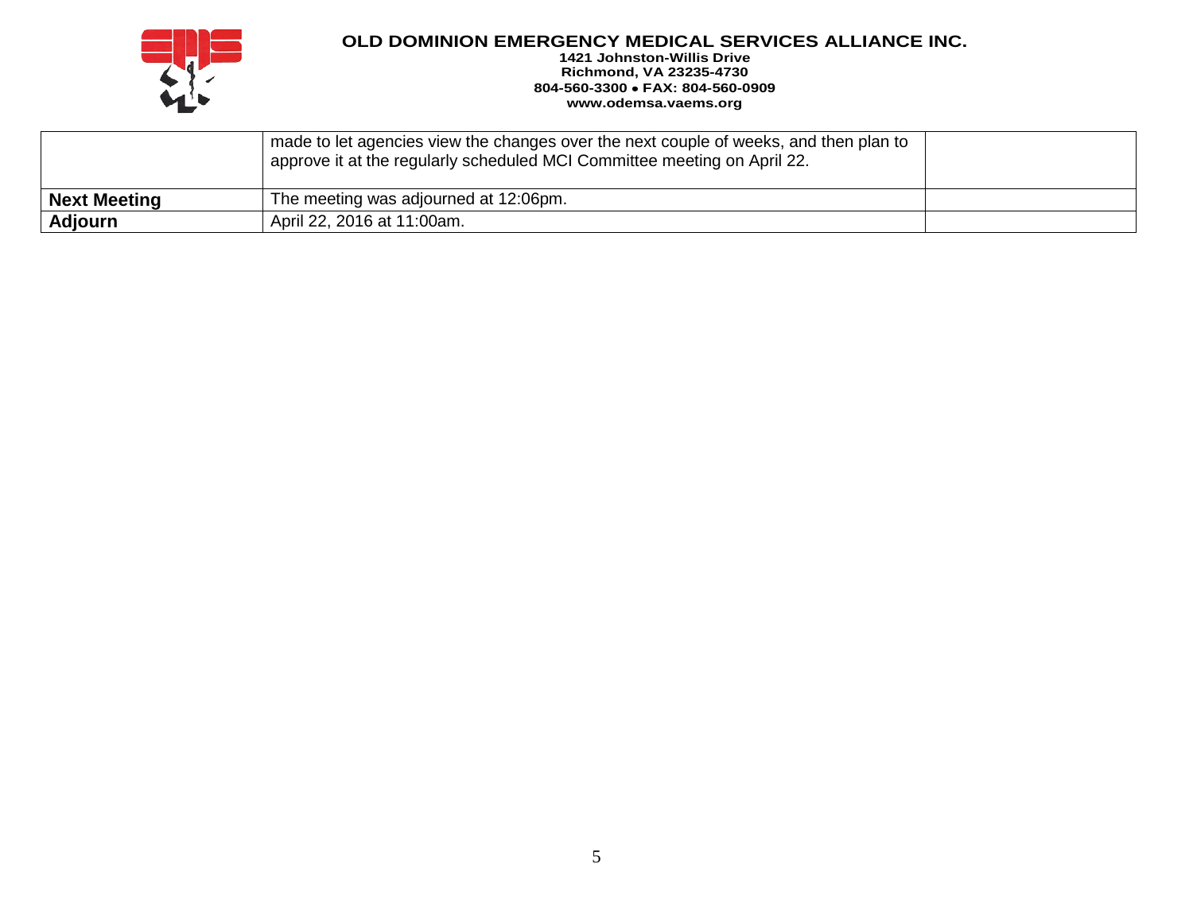**OLD DOMINION EMERGENCY MEDICAL SERVICES ALLIANCE INC.**
**1421 Johnston-Willis Drive**
**Richmond, VA 23235-4730**
**804-560-3300 • FAX: 804-560-0909**
**www.odemsa.vaems.org**

| | | |
|---|---|---|
| | made to let agencies view the changes over the next couple of weeks, and then plan to approve it at the regularly scheduled MCI Committee meeting on April 22. | |
| **Next Meeting** | The meeting was adjourned at 12:06pm. | |
| **Adjourn** | April 22, 2016 at 11:00am. | |